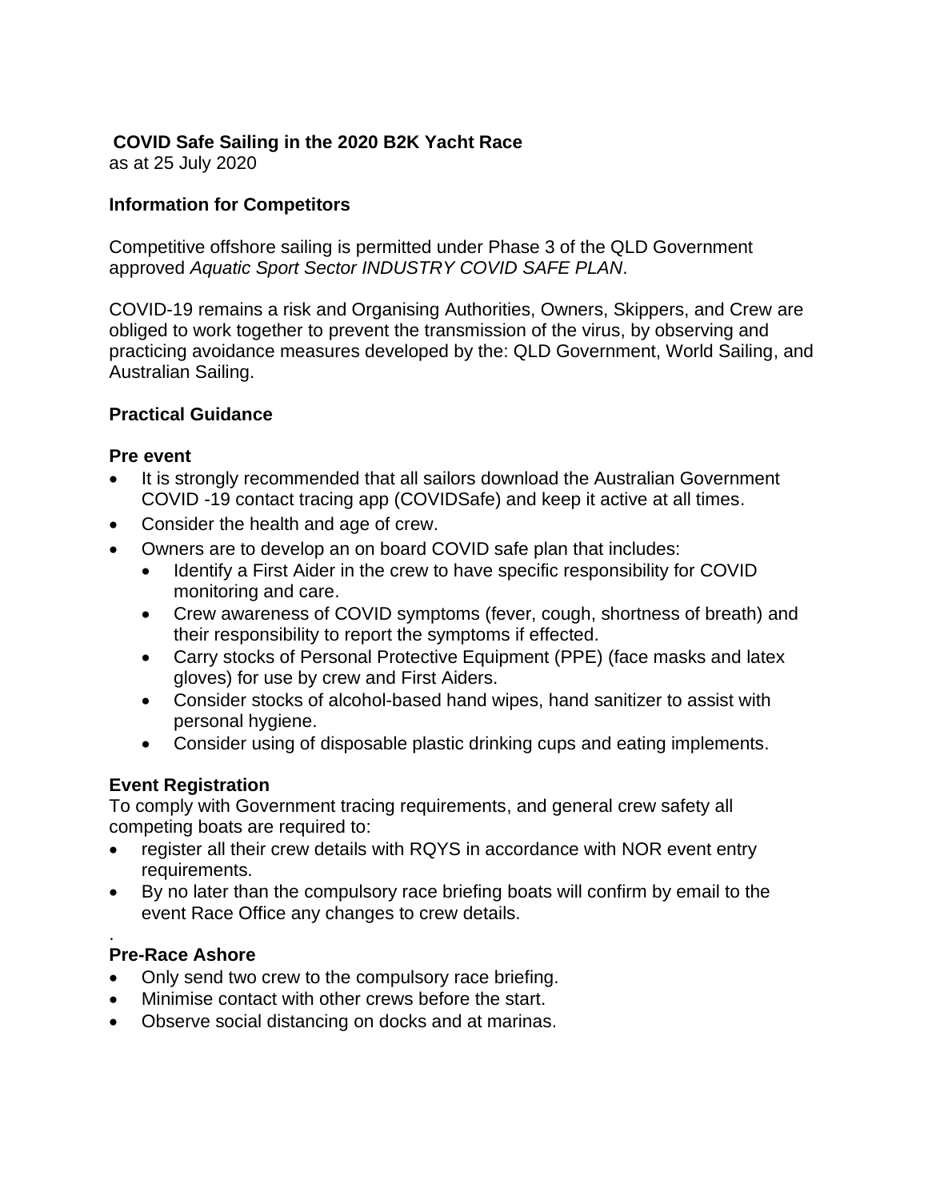**COVID Safe Sailing in the 2020 B2K Yacht Race**
as at 25 July 2020

## Information for Competitors

Competitive offshore sailing is permitted under Phase 3 of the QLD Government approved *Aquatic Sport Sector INDUSTRY COVID SAFE PLAN*.

COVID-19 remains a risk and Organising Authorities, Owners, Skippers, and Crew are obliged to work together to prevent the transmission of the virus, by observing and practicing avoidance measures developed by the: QLD Government, World Sailing, and Australian Sailing.

## Practical Guidance

### Pre event

- It is strongly recommended that all sailors download the Australian Government COVID -19 contact tracing app (COVIDSafe) and keep it active at all times.
- Consider the health and age of crew.
- Owners are to develop an on board COVID safe plan that includes:
  - Identify a First Aider in the crew to have specific responsibility for COVID monitoring and care.
  - Crew awareness of COVID symptoms (fever, cough, shortness of breath) and their responsibility to report the symptoms if effected.
  - Carry stocks of Personal Protective Equipment (PPE) (face masks and latex gloves) for use by crew and First Aiders.
  - Consider stocks of alcohol-based hand wipes, hand sanitizer to assist with personal hygiene.
  - Consider using of disposable plastic drinking cups and eating implements.

### Event Registration

To comply with Government tracing requirements, and general crew safety all competing boats are required to:

- register all their crew details with RQYS in accordance with NOR event entry requirements.
- By no later than the compulsory race briefing boats will confirm by email to the event Race Office any changes to crew details.

.

### Pre-Race Ashore

- Only send two crew to the compulsory race briefing.
- Minimise contact with other crews before the start.
- Observe social distancing on docks and at marinas.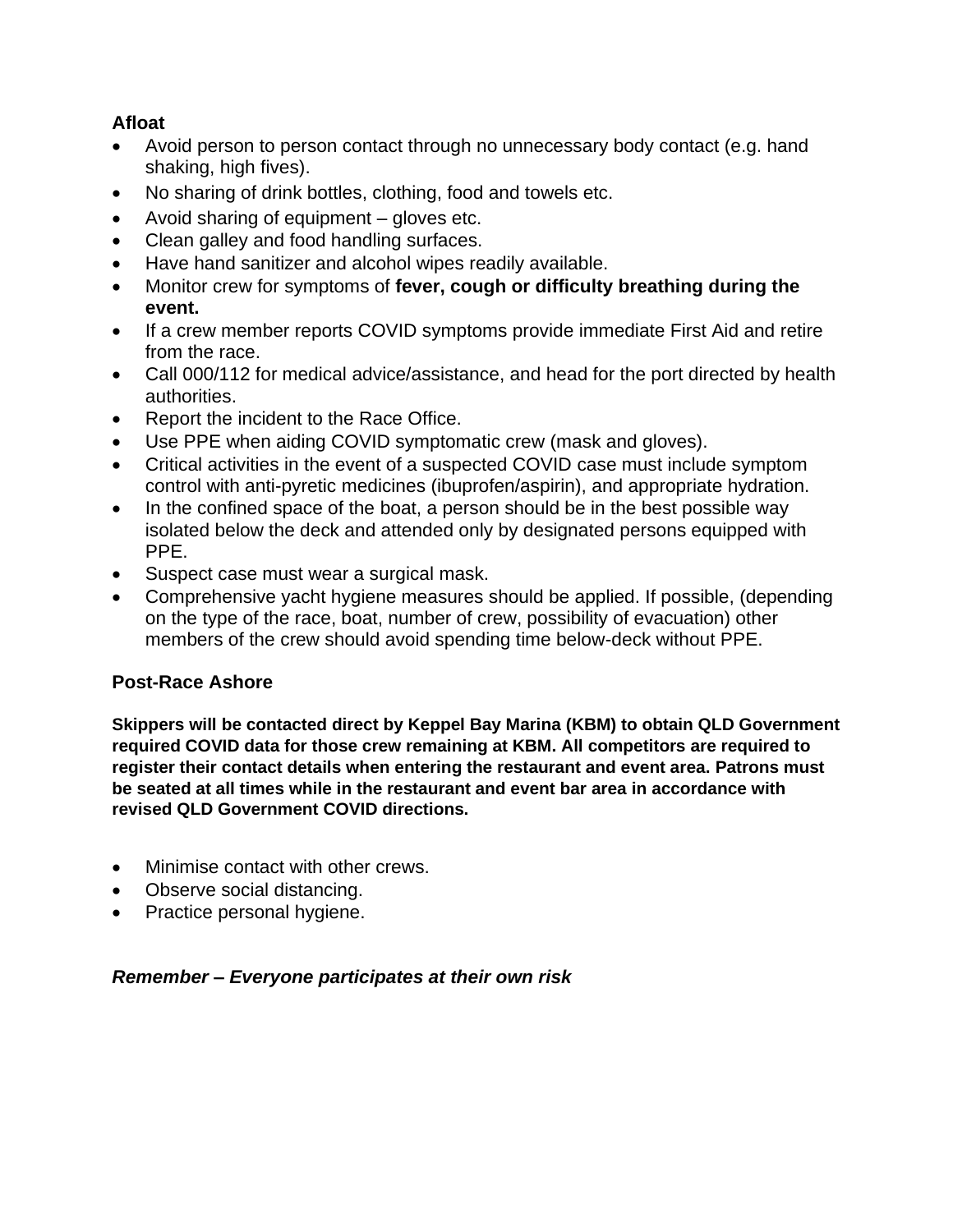**Afloat**

- Avoid person to person contact through no unnecessary body contact (e.g. hand shaking, high fives).
- No sharing of drink bottles, clothing, food and towels etc.
- Avoid sharing of equipment – gloves etc.
- Clean galley and food handling surfaces.
- Have hand sanitizer and alcohol wipes readily available.
- Monitor crew for symptoms of **fever, cough or difficulty breathing during the event.**
- If a crew member reports COVID symptoms provide immediate First Aid and retire from the race.
- Call 000/112 for medical advice/assistance, and head for the port directed by health authorities.
- Report the incident to the Race Office.
- Use PPE when aiding COVID symptomatic crew (mask and gloves).
- Critical activities in the event of a suspected COVID case must include symptom control with anti-pyretic medicines (ibuprofen/aspirin), and appropriate hydration.
- In the confined space of the boat, a person should be in the best possible way isolated below the deck and attended only by designated persons equipped with PPE.
- Suspect case must wear a surgical mask.
- Comprehensive yacht hygiene measures should be applied. If possible, (depending on the type of the race, boat, number of crew, possibility of evacuation) other members of the crew should avoid spending time below-deck without PPE.

**Post-Race Ashore**

**Skippers will be contacted direct by Keppel Bay Marina (KBM) to obtain QLD Government required COVID data for those crew remaining at KBM. All competitors are required to register their contact details when entering the restaurant and event area. Patrons must be seated at all times while in the restaurant and event bar area in accordance with revised QLD Government COVID directions.**

- Minimise contact with other crews.
- Observe social distancing.
- Practice personal hygiene.

***Remember – Everyone participates at their own risk***